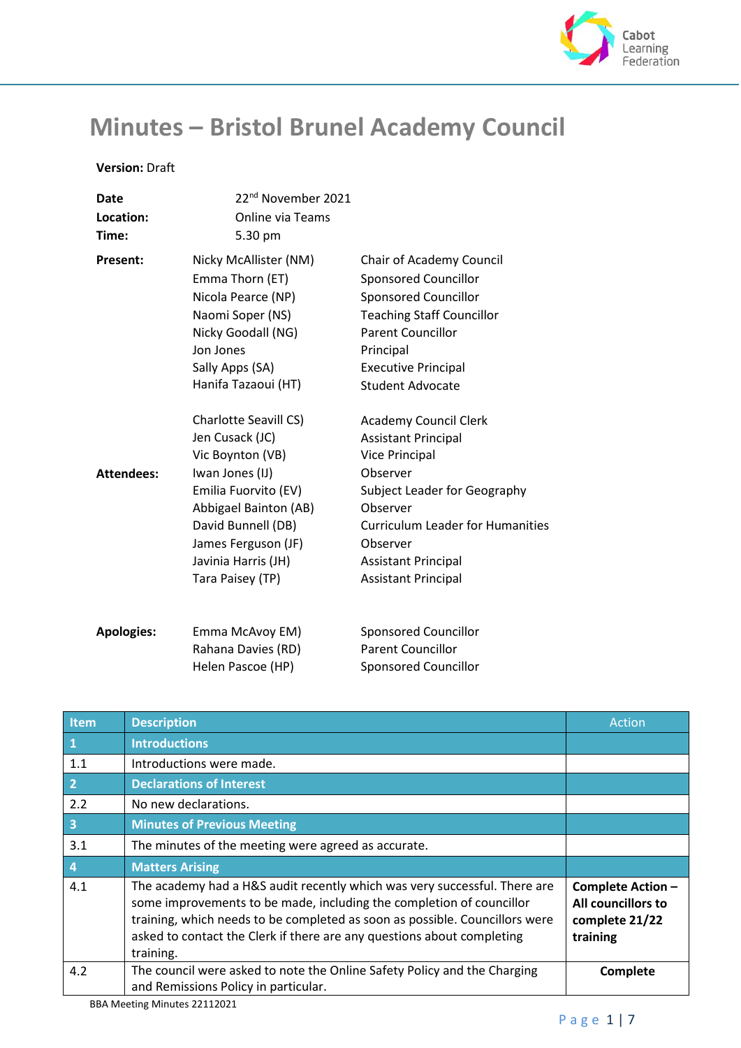# Minutes – Bristol Brunel Academy Council

**Version:** Draft

| | | |
|---|---|---|
| **Date** | 22nd November 2021 | |
| **Location:** | Online via Teams | |
| **Time:** | 5.30 pm | |
| **Present:** | Nicky McAllister (NM) | Chair of Academy Council |
| | Emma Thorn (ET) | Sponsored Councillor |
| | Nicola Pearce (NP) | Sponsored Councillor |
| | Naomi Soper (NS) | Teaching Staff Councillor |
| | Nicky Goodall (NG) | Parent Councillor |
| | Jon Jones | Principal |
| | Sally Apps (SA) | Executive Principal |
| | Hanifa Tazaoui (HT) | Student Advocate |
| **Attendees:** | Charlotte Seavill CS) | Academy Council Clerk |
| | Jen Cusack (JC) | Assistant Principal |
| | Vic Boynton (VB) | Vice Principal |
| | Iwan Jones (IJ) | Observer |
| | Emilia Fuorvito (EV) | Subject Leader for Geography |
| | Abbigael Bainton (AB) | Observer |
| | David Bunnell (DB) | Curriculum Leader for Humanities |
| | James Ferguson (JF) | Observer |
| | Javinia Harris (JH) | Assistant Principal |
| | Tara Paisey (TP) | Assistant Principal |
| **Apologies:** | Emma McAvoy EM) | Sponsored Councillor |
| | Rahana Davies (RD) | Parent Councillor |
| | Helen Pascoe (HP) | Sponsored Councillor |

| Item | Description | Action |
|---|---|---|
| **1** | **Introductions** | |
| 1.1 | Introductions were made. | |
| **2** | **Declarations of Interest** | |
| 2.2 | No new declarations. | |
| **3** | **Minutes of Previous Meeting** | |
| 3.1 | The minutes of the meeting were agreed as accurate. | |
| **4** | **Matters Arising** | |
| 4.1 | The academy had a H&S audit recently which was very successful. There are some improvements to be made, including the completion of councillor training, which needs to be completed as soon as possible. Councillors were asked to contact the Clerk if there are any questions about completing training. | **Complete Action – All councillors to complete 21/22 training** |
| 4.2 | The council were asked to note the Online Safety Policy and the Charging and Remissions Policy in particular. | **Complete** |

BBA Meeting Minutes 22112021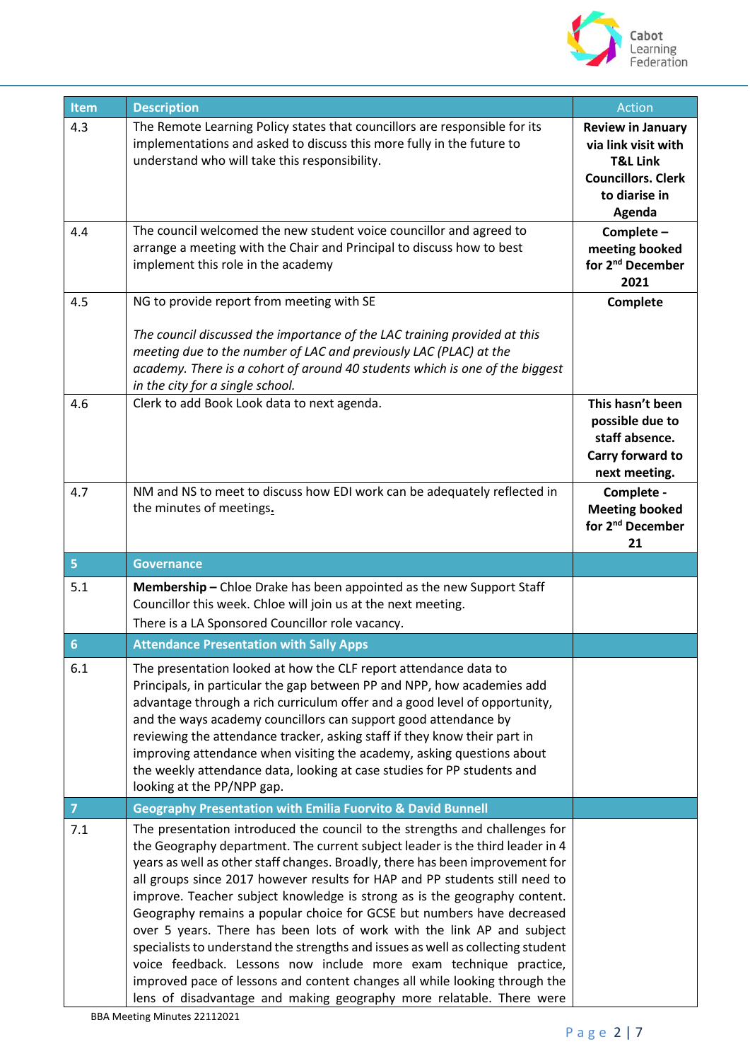| Item | Description | Action |
|---|---|---|
| 4.3 | The Remote Learning Policy states that councillors are responsible for its implementations and asked to discuss this more fully in the future to understand who will take this responsibility. | **Review in January via link visit with T&L Link Councillors. Clerk to diarise in Agenda** |
| 4.4 | The council welcomed the new student voice councillor and agreed to arrange a meeting with the Chair and Principal to discuss how to best implement this role in the academy | **Complete – meeting booked for 2nd December 2021** |
| 4.5 | NG to provide report from meeting with SE<br><br>*The council discussed the importance of the LAC training provided at this meeting due to the number of LAC and previously LAC (PLAC) at the academy. There is a cohort of around 40 students which is one of the biggest in the city for a single school.* | **Complete** |
| 4.6 | Clerk to add Book Look data to next agenda. | **This hasn't been possible due to staff absence. Carry forward to next meeting.** |
| 4.7 | NM and NS to meet to discuss how EDI work can be adequately reflected in the minutes of meetings. | **Complete - Meeting booked for 2nd December 21** |
| **5** | **Governance** | |
| 5.1 | **Membership –** Chloe Drake has been appointed as the new Support Staff Councillor this week. Chloe will join us at the next meeting.<br>There is a LA Sponsored Councillor role vacancy. | |
| **6** | **Attendance Presentation with Sally Apps** | |
| 6.1 | The presentation looked at how the CLF report attendance data to Principals, in particular the gap between PP and NPP, how academies add advantage through a rich curriculum offer and a good level of opportunity, and the ways academy councillors can support good attendance by reviewing the attendance tracker, asking staff if they know their part in improving attendance when visiting the academy, asking questions about the weekly attendance data, looking at case studies for PP students and looking at the PP/NPP gap. | |
| **7** | **Geography Presentation with Emilia Fuorvito & David Bunnell** | |
| 7.1 | The presentation introduced the council to the strengths and challenges for the Geography department. The current subject leader is the third leader in 4 years as well as other staff changes. Broadly, there has been improvement for all groups since 2017 however results for HAP and PP students still need to improve. Teacher subject knowledge is strong as is the geography content. Geography remains a popular choice for GCSE but numbers have decreased over 5 years. There has been lots of work with the link AP and subject specialists to understand the strengths and issues as well as collecting student voice feedback. Lessons now include more exam technique practice, improved pace of lessons and content changes all while looking through the lens of disadvantage and making geography more relatable. There were | |

BBA Meeting Minutes 22112021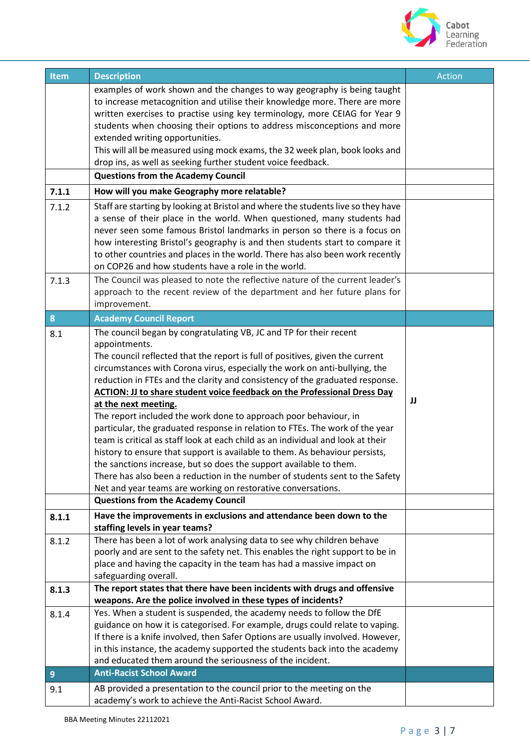| Item | Description | Action |
|---|---|---|
| | examples of work shown and the changes to way geography is being taught to increase metacognition and utilise their knowledge more. There are more written exercises to practise using key terminology, more CEIAG for Year 9 students when choosing their options to address misconceptions and more extended writing opportunities.<br>This will all be measured using mock exams, the 32 week plan, book looks and drop ins, as well as seeking further student voice feedback. | |
| | **Questions from the Academy Council** | |
| **7.1.1** | **How will you make Geography more relatable?** | |
| 7.1.2 | Staff are starting by looking at Bristol and where the students live so they have a sense of their place in the world. When questioned, many students had never seen some famous Bristol landmarks in person so there is a focus on how interesting Bristol's geography is and then students start to compare it to other countries and places in the world. There has also been work recently on COP26 and how students have a role in the world. | |
| 7.1.3 | The Council was pleased to note the reflective nature of the current leader's approach to the recent review of the department and her future plans for improvement. | |
| **8** | **Academy Council Report** | |
| 8.1 | The council began by congratulating VB, JC and TP for their recent appointments.<br>The council reflected that the report is full of positives, given the current circumstances with Corona virus, especially the work on anti-bullying, the reduction in FTEs and the clarity and consistency of the graduated response.<br>**ACTION: JJ to share student voice feedback on the Professional Dress Day at the next meeting.**<br>The report included the work done to approach poor behaviour, in particular, the graduated response in relation to FTEs. The work of the year team is critical as staff look at each child as an individual and look at their history to ensure that support is available to them. As behaviour persists, the sanctions increase, but so does the support available to them.<br>There has also been a reduction in the number of students sent to the Safety Net and year teams are working on restorative conversations. | **JJ** |
| | **Questions from the Academy Council** | |
| **8.1.1** | **Have the improvements in exclusions and attendance been down to the staffing levels in year teams?** | |
| 8.1.2 | There has been a lot of work analysing data to see why children behave poorly and are sent to the safety net. This enables the right support to be in place and having the capacity in the team has had a massive impact on safeguarding overall. | |
| **8.1.3** | **The report states that there have been incidents with drugs and offensive weapons. Are the police involved in these types of incidents?** | |
| 8.1.4 | Yes. When a student is suspended, the academy needs to follow the DfE guidance on how it is categorised. For example, drugs could relate to vaping. If there is a knife involved, then Safer Options are usually involved. However, in this instance, the academy supported the students back into the academy and educated them around the seriousness of the incident. | |
| **9** | **Anti-Racist School Award** | |
| 9.1 | AB provided a presentation to the council prior to the meeting on the academy's work to achieve the Anti-Racist School Award. | |

BBA Meeting Minutes 22112021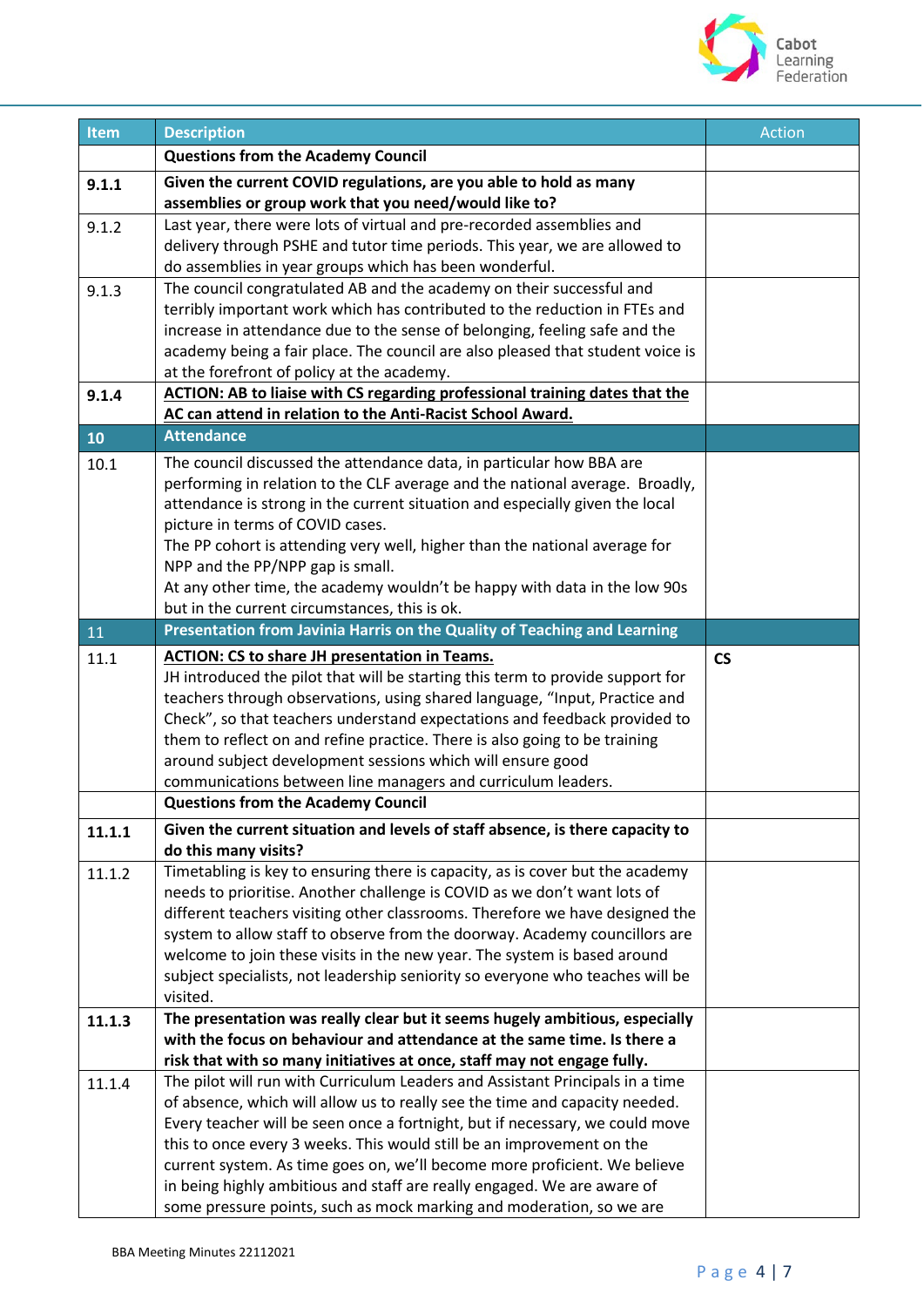| Item | Description | Action |
|---|---|---|
| | **Questions from the Academy Council** | |
| **9.1.1** | **Given the current COVID regulations, are you able to hold as many assemblies or group work that you need/would like to?** | |
| 9.1.2 | Last year, there were lots of virtual and pre-recorded assemblies and delivery through PSHE and tutor time periods. This year, we are allowed to do assemblies in year groups which has been wonderful. | |
| 9.1.3 | The council congratulated AB and the academy on their successful and terribly important work which has contributed to the reduction in FTEs and increase in attendance due to the sense of belonging, feeling safe and the academy being a fair place. The council are also pleased that student voice is at the forefront of policy at the academy. | |
| **9.1.4** | **ACTION: AB to liaise with CS regarding professional training dates that the AC can attend in relation to the Anti-Racist School Award.** | |
| **10** | **Attendance** | |
| 10.1 | The council discussed the attendance data, in particular how BBA are performing in relation to the CLF average and the national average. Broadly, attendance is strong in the current situation and especially given the local picture in terms of COVID cases.<br>The PP cohort is attending very well, higher than the national average for NPP and the PP/NPP gap is small.<br>At any other time, the academy wouldn't be happy with data in the low 90s but in the current circumstances, this is ok. | |
| 11 | **Presentation from Javinia Harris on the Quality of Teaching and Learning** | |
| 11.1 | **ACTION: CS to share JH presentation in Teams.**<br>JH introduced the pilot that will be starting this term to provide support for teachers through observations, using shared language, "Input, Practice and Check", so that teachers understand expectations and feedback provided to them to reflect on and refine practice. There is also going to be training around subject development sessions which will ensure good communications between line managers and curriculum leaders. | **CS** |
| | **Questions from the Academy Council** | |
| **11.1.1** | **Given the current situation and levels of staff absence, is there capacity to do this many visits?** | |
| 11.1.2 | Timetabling is key to ensuring there is capacity, as is cover but the academy needs to prioritise. Another challenge is COVID as we don't want lots of different teachers visiting other classrooms. Therefore we have designed the system to allow staff to observe from the doorway. Academy councillors are welcome to join these visits in the new year. The system is based around subject specialists, not leadership seniority so everyone who teaches will be visited. | |
| **11.1.3** | **The presentation was really clear but it seems hugely ambitious, especially with the focus on behaviour and attendance at the same time. Is there a risk that with so many initiatives at once, staff may not engage fully.** | |
| 11.1.4 | The pilot will run with Curriculum Leaders and Assistant Principals in a time of absence, which will allow us to really see the time and capacity needed. Every teacher will be seen once a fortnight, but if necessary, we could move this to once every 3 weeks. This would still be an improvement on the current system. As time goes on, we'll become more proficient. We believe in being highly ambitious and staff are really engaged. We are aware of some pressure points, such as mock marking and moderation, so we are | |

BBA Meeting Minutes 22112021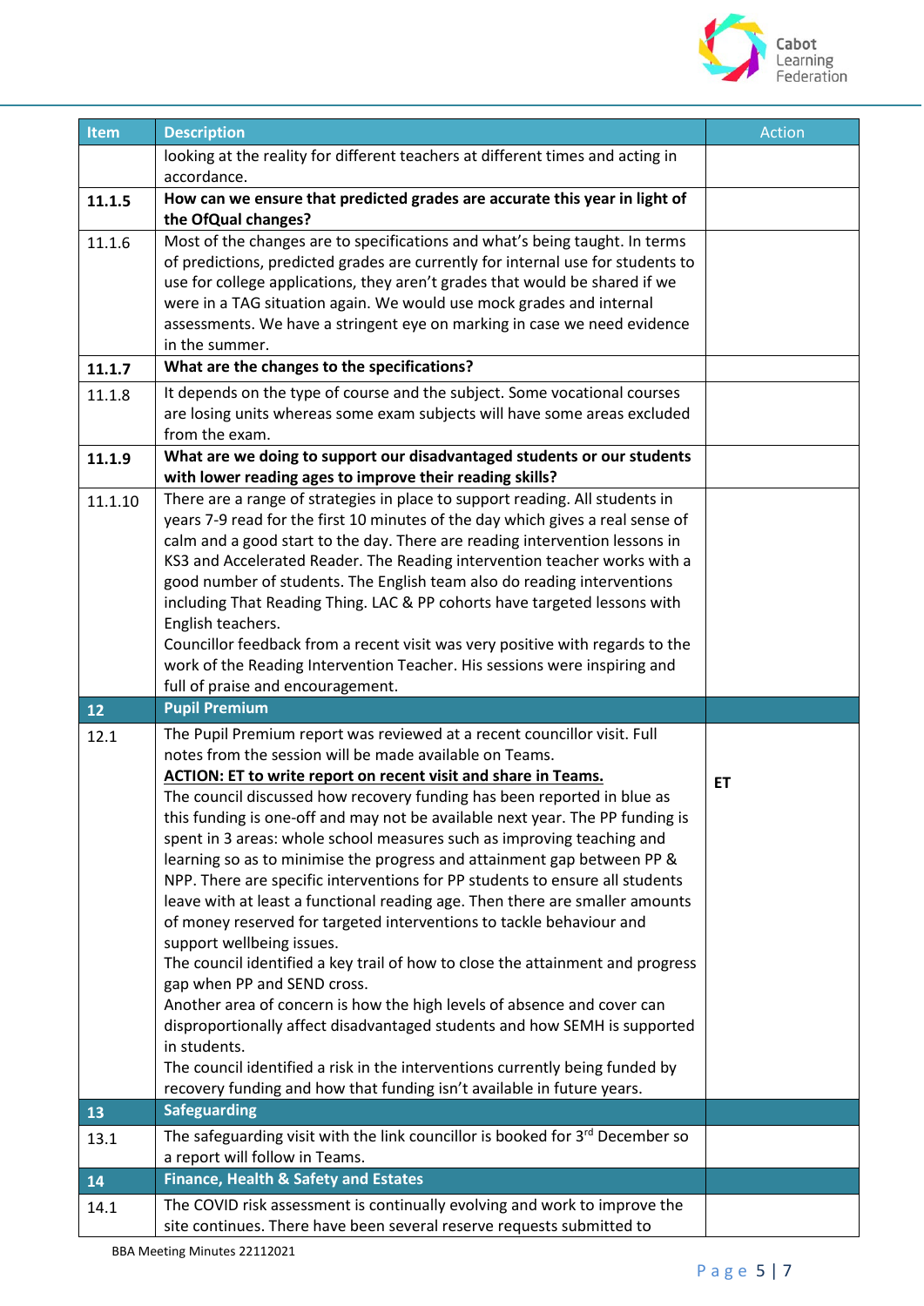| Item | Description | Action |
|---|---|---|
| | looking at the reality for different teachers at different times and acting in accordance. | |
| **11.1.5** | **How can we ensure that predicted grades are accurate this year in light of the OfQual changes?** | |
| 11.1.6 | Most of the changes are to specifications and what's being taught. In terms of predictions, predicted grades are currently for internal use for students to use for college applications, they aren't grades that would be shared if we were in a TAG situation again. We would use mock grades and internal assessments. We have a stringent eye on marking in case we need evidence in the summer. | |
| **11.1.7** | **What are the changes to the specifications?** | |
| 11.1.8 | It depends on the type of course and the subject. Some vocational courses are losing units whereas some exam subjects will have some areas excluded from the exam. | |
| **11.1.9** | **What are we doing to support our disadvantaged students or our students with lower reading ages to improve their reading skills?** | |
| 11.1.10 | There are a range of strategies in place to support reading. All students in years 7-9 read for the first 10 minutes of the day which gives a real sense of calm and a good start to the day. There are reading intervention lessons in KS3 and Accelerated Reader. The Reading intervention teacher works with a good number of students. The English team also do reading interventions including That Reading Thing. LAC & PP cohorts have targeted lessons with English teachers.<br>Councillor feedback from a recent visit was very positive with regards to the work of the Reading Intervention Teacher. His sessions were inspiring and full of praise and encouragement. | |
| **12** | **Pupil Premium** | |
| 12.1 | The Pupil Premium report was reviewed at a recent councillor visit. Full notes from the session will be made available on Teams.<br>**ACTION: ET to write report on recent visit and share in Teams.**<br>The council discussed how recovery funding has been reported in blue as this funding is one-off and may not be available next year. The PP funding is spent in 3 areas: whole school measures such as improving teaching and learning so as to minimise the progress and attainment gap between PP & NPP. There are specific interventions for PP students to ensure all students leave with at least a functional reading age. Then there are smaller amounts of money reserved for targeted interventions to tackle behaviour and support wellbeing issues.<br>The council identified a key trail of how to close the attainment and progress gap when PP and SEND cross.<br>Another area of concern is how the high levels of absence and cover can disproportionally affect disadvantaged students and how SEMH is supported in students.<br>The council identified a risk in the interventions currently being funded by recovery funding and how that funding isn't available in future years. | **ET** |
| **13** | **Safeguarding** | |
| 13.1 | The safeguarding visit with the link councillor is booked for 3rd December so a report will follow in Teams. | |
| **14** | **Finance, Health & Safety and Estates** | |
| 14.1 | The COVID risk assessment is continually evolving and work to improve the site continues. There have been several reserve requests submitted to | |

BBA Meeting Minutes 22112021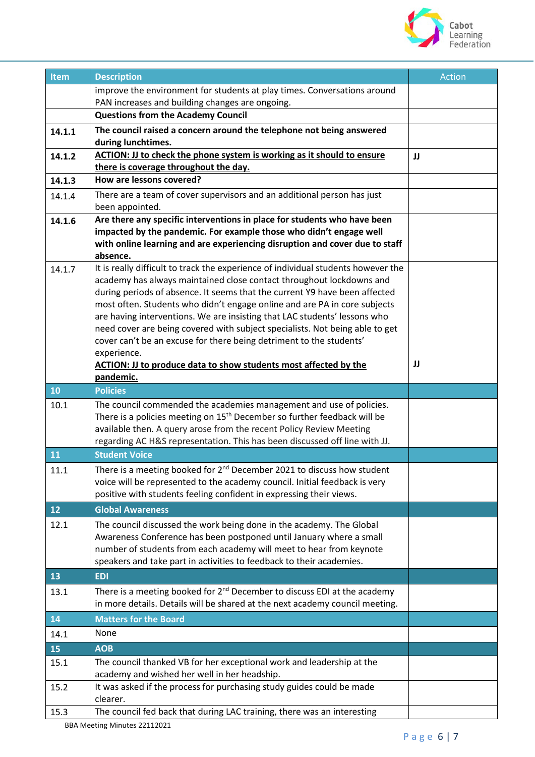| Item | Description | Action |
|---|---|---|
| | improve the environment for students at play times. Conversations around PAN increases and building changes are ongoing. | |
| | **Questions from the Academy Council** | |
| **14.1.1** | **The council raised a concern around the telephone not being answered during lunchtimes.** | |
| **14.1.2** | **ACTION: JJ to check the phone system is working as it should to ensure there is coverage throughout the day.** | **JJ** |
| **14.1.3** | **How are lessons covered?** | |
| 14.1.4 | There are a team of cover supervisors and an additional person has just been appointed. | |
| **14.1.6** | **Are there any specific interventions in place for students who have been impacted by the pandemic. For example those who didn't engage well with online learning and are experiencing disruption and cover due to staff absence.** | |
| 14.1.7 | It is really difficult to track the experience of individual students however the academy has always maintained close contact throughout lockdowns and during periods of absence. It seems that the current Y9 have been affected most often. Students who didn't engage online and are PA in core subjects are having interventions. We are insisting that LAC students' lessons who need cover are being covered with subject specialists. Not being able to get cover can't be an excuse for there being detriment to the students' experience. **ACTION: JJ to produce data to show students most affected by the pandemic.** | **JJ** |
| **10** | **Policies** | |
| 10.1 | The council commended the academies management and use of policies. There is a policies meeting on 15th December so further feedback will be available then. A query arose from the recent Policy Review Meeting regarding AC H&S representation. This has been discussed off line with JJ. | |
| **11** | **Student Voice** | |
| 11.1 | There is a meeting booked for 2nd December 2021 to discuss how student voice will be represented to the academy council. Initial feedback is very positive with students feeling confident in expressing their views. | |
| **12** | **Global Awareness** | |
| 12.1 | The council discussed the work being done in the academy. The Global Awareness Conference has been postponed until January where a small number of students from each academy will meet to hear from keynote speakers and take part in activities to feedback to their academies. | |
| **13** | **EDI** | |
| 13.1 | There is a meeting booked for 2nd December to discuss EDI at the academy in more details. Details will be shared at the next academy council meeting. | |
| **14** | **Matters for the Board** | |
| 14.1 | None | |
| **15** | **AOB** | |
| 15.1 | The council thanked VB for her exceptional work and leadership at the academy and wished her well in her headship. | |
| 15.2 | It was asked if the process for purchasing study guides could be made clearer. | |
| 15.3 | The council fed back that during LAC training, there was an interesting | |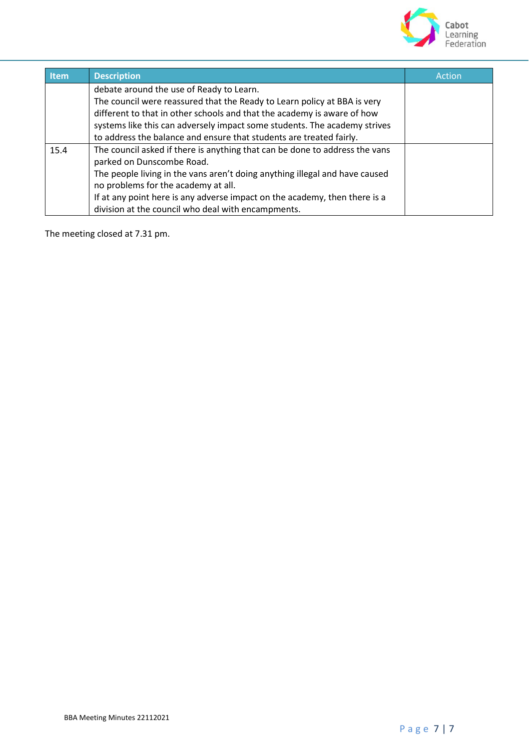| Item | Description | Action |
|---|---|---|
| | debate around the use of Ready to Learn. The council were reassured that the Ready to Learn policy at BBA is very different to that in other schools and that the academy is aware of how systems like this can adversely impact some students. The academy strives to address the balance and ensure that students are treated fairly. | |
| 15.4 | The council asked if there is anything that can be done to address the vans parked on Dunscombe Road. The people living in the vans aren't doing anything illegal and have caused no problems for the academy at all. If at any point here is any adverse impact on the academy, then there is a division at the council who deal with encampments. | |

The meeting closed at 7.31 pm.